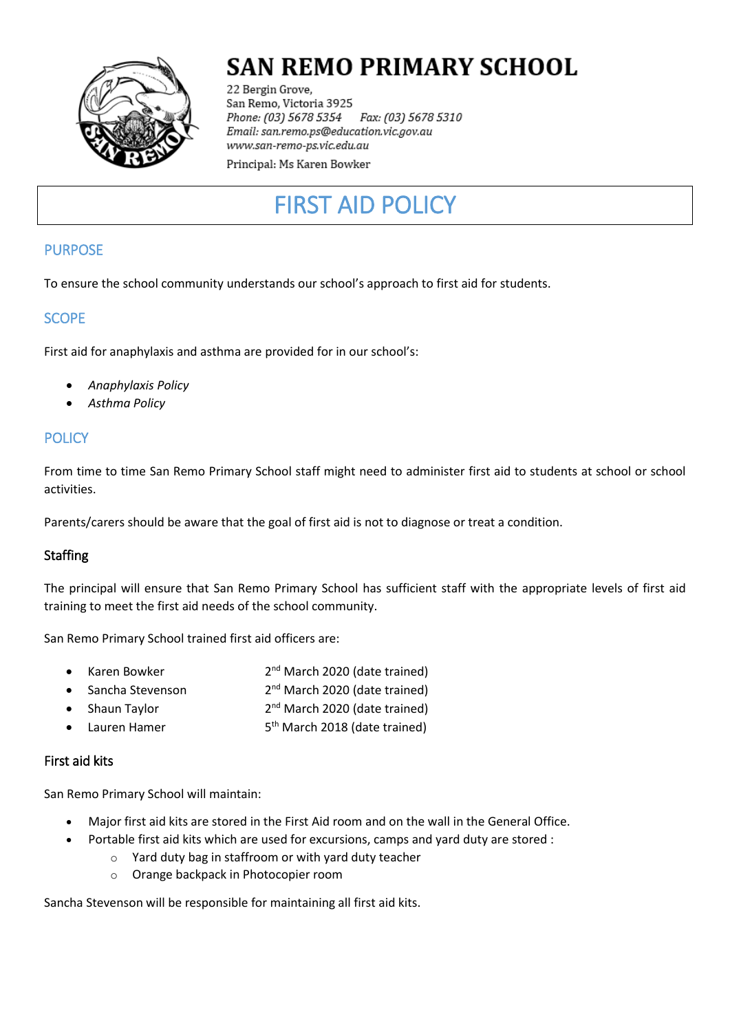# SAN REMO PRIMARY SCHOOL

22 Bergin Grove,
San Remo, Victoria 3925
*Phone: (03) 5678 5354* *Fax: (03) 5678 5310*
*Email: san.remo.ps@education.vic.gov.au*
*www.san-remo-ps.vic.edu.au*
Principal: Ms Karen Bowker

# FIRST AID POLICY

## PURPOSE

To ensure the school community understands our school's approach to first aid for students.

## SCOPE

First aid for anaphylaxis and asthma are provided for in our school's:

- *Anaphylaxis Policy*
- *Asthma Policy*

## POLICY

From time to time San Remo Primary School staff might need to administer first aid to students at school or school activities.

Parents/carers should be aware that the goal of first aid is not to diagnose or treat a condition.

### Staffing

The principal will ensure that San Remo Primary School has sufficient staff with the appropriate levels of first aid training to meet the first aid needs of the school community.

San Remo Primary School trained first aid officers are:

- Karen Bowker 2nd March 2020 (date trained)
- Sancha Stevenson 2nd March 2020 (date trained)
- Shaun Taylor 2nd March 2020 (date trained)
- Lauren Hamer 5th March 2018 (date trained)

### First aid kits

San Remo Primary School will maintain:

- Major first aid kits are stored in the First Aid room and on the wall in the General Office.
- Portable first aid kits which are used for excursions, camps and yard duty are stored :
    - Yard duty bag in staffroom or with yard duty teacher
    - Orange backpack in Photocopier room

Sancha Stevenson will be responsible for maintaining all first aid kits.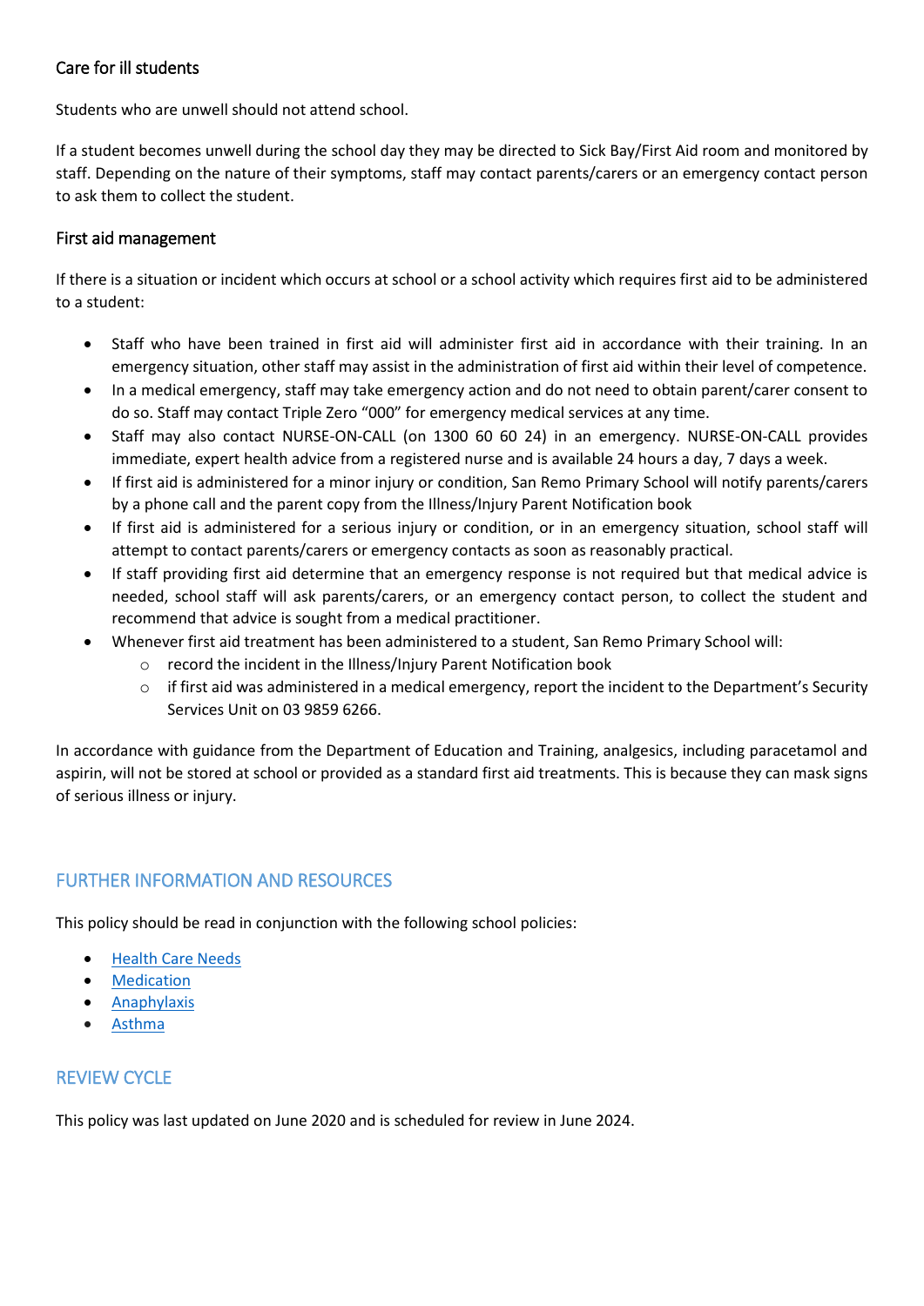### Care for ill students

Students who are unwell should not attend school.

If a student becomes unwell during the school day they may be directed to Sick Bay/First Aid room and monitored by staff. Depending on the nature of their symptoms, staff may contact parents/carers or an emergency contact person to ask them to collect the student.

### First aid management

If there is a situation or incident which occurs at school or a school activity which requires first aid to be administered to a student:

- Staff who have been trained in first aid will administer first aid in accordance with their training. In an emergency situation, other staff may assist in the administration of first aid within their level of competence.
- In a medical emergency, staff may take emergency action and do not need to obtain parent/carer consent to do so. Staff may contact Triple Zero "000" for emergency medical services at any time.
- Staff may also contact NURSE-ON-CALL (on 1300 60 60 24) in an emergency. NURSE-ON-CALL provides immediate, expert health advice from a registered nurse and is available 24 hours a day, 7 days a week.
- If first aid is administered for a minor injury or condition, San Remo Primary School will notify parents/carers by a phone call and the parent copy from the Illness/Injury Parent Notification book
- If first aid is administered for a serious injury or condition, or in an emergency situation, school staff will attempt to contact parents/carers or emergency contacts as soon as reasonably practical.
- If staff providing first aid determine that an emergency response is not required but that medical advice is needed, school staff will ask parents/carers, or an emergency contact person, to collect the student and recommend that advice is sought from a medical practitioner.
- Whenever first aid treatment has been administered to a student, San Remo Primary School will:
  - record the incident in the Illness/Injury Parent Notification book
  - if first aid was administered in a medical emergency, report the incident to the Department's Security Services Unit on 03 9859 6266.

In accordance with guidance from the Department of Education and Training, analgesics, including paracetamol and aspirin, will not be stored at school or provided as a standard first aid treatments. This is because they can mask signs of serious illness or injury.

## FURTHER INFORMATION AND RESOURCES

This policy should be read in conjunction with the following school policies:

- Health Care Needs
- Medication
- Anaphylaxis
- Asthma

## REVIEW CYCLE

This policy was last updated on June 2020 and is scheduled for review in June 2024.